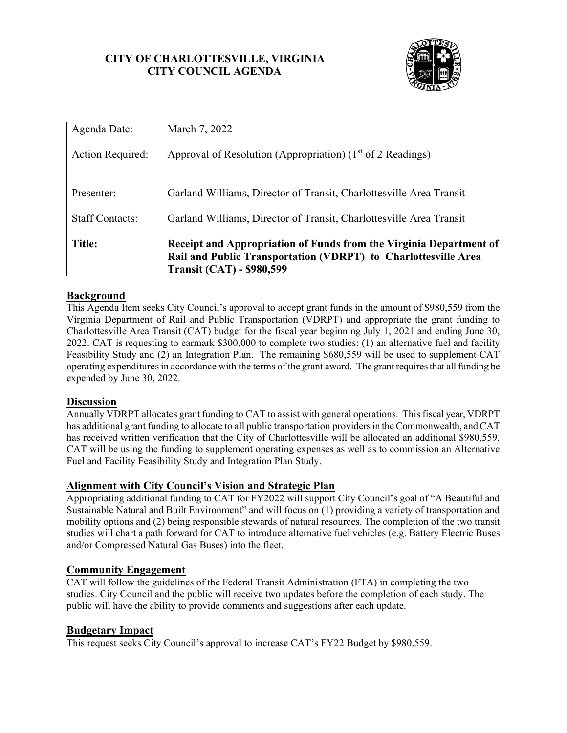# CITY OF CHARLOTTESVILLE, VIRGINIA
# CITY COUNCIL AGENDA

| | |
|---|---|
| Agenda Date: | March 7, 2022 |
| Action Required: | Approval of Resolution (Appropriation) (1st of 2 Readings) |
| Presenter: | Garland Williams, Director of Transit, Charlottesville Area Transit |
| Staff Contacts: | Garland Williams, Director of Transit, Charlottesville Area Transit |
| **Title:** | **Receipt and Appropriation of Funds from the Virginia Department of Rail and Public Transportation (VDRPT) to Charlottesville Area Transit (CAT) - $980,599** |

## Background

This Agenda Item seeks City Council's approval to accept grant funds in the amount of $980,559 from the Virginia Department of Rail and Public Transportation (VDRPT) and appropriate the grant funding to Charlottesville Area Transit (CAT) budget for the fiscal year beginning July 1, 2021 and ending June 30, 2022. CAT is requesting to earmark $300,000 to complete two studies: (1) an alternative fuel and facility Feasibility Study and (2) an Integration Plan. The remaining $680,559 will be used to supplement CAT operating expenditures in accordance with the terms of the grant award. The grant requires that all funding be expended by June 30, 2022.

## Discussion

Annually VDRPT allocates grant funding to CAT to assist with general operations. This fiscal year, VDRPT has additional grant funding to allocate to all public transportation providers in the Commonwealth, and CAT has received written verification that the City of Charlottesville will be allocated an additional $980,559. CAT will be using the funding to supplement operating expenses as well as to commission an Alternative Fuel and Facility Feasibility Study and Integration Plan Study.

## Alignment with City Council's Vision and Strategic Plan

Appropriating additional funding to CAT for FY2022 will support City Council's goal of "A Beautiful and Sustainable Natural and Built Environment" and will focus on (1) providing a variety of transportation and mobility options and (2) being responsible stewards of natural resources. The completion of the two transit studies will chart a path forward for CAT to introduce alternative fuel vehicles (e.g. Battery Electric Buses and/or Compressed Natural Gas Buses) into the fleet.

## Community Engagement

CAT will follow the guidelines of the Federal Transit Administration (FTA) in completing the two studies. City Council and the public will receive two updates before the completion of each study. The public will have the ability to provide comments and suggestions after each update.

## Budgetary Impact

This request seeks City Council's approval to increase CAT's FY22 Budget by $980,559.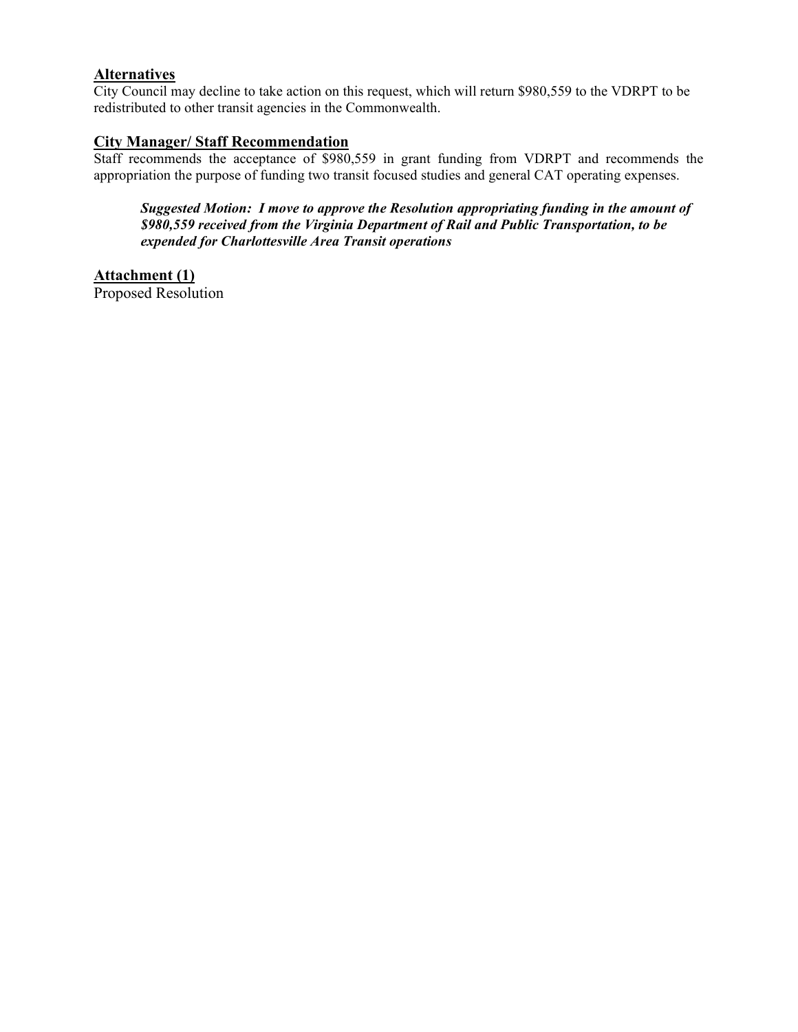## Alternatives

City Council may decline to take action on this request, which will return $980,559 to the VDRPT to be redistributed to other transit agencies in the Commonwealth.

## City Manager/ Staff Recommendation

Staff recommends the acceptance of $980,559 in grant funding from VDRPT and recommends the appropriation the purpose of funding two transit focused studies and general CAT operating expenses.

> ***Suggested Motion: I move to approve the Resolution appropriating funding in the amount of $980,559 received from the Virginia Department of Rail and Public Transportation, to be expended for Charlottesville Area Transit operations***

## Attachment (1)

Proposed Resolution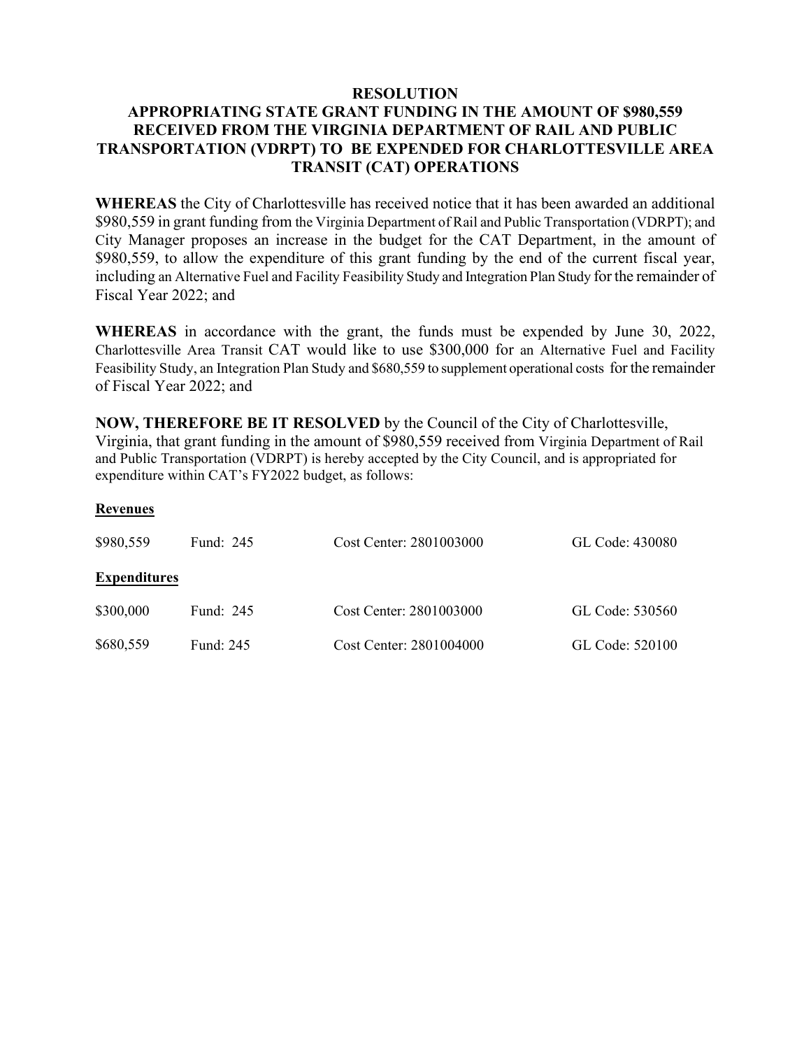# RESOLUTION

## APPROPRIATING STATE GRANT FUNDING IN THE AMOUNT OF $980,559 RECEIVED FROM THE VIRGINIA DEPARTMENT OF RAIL AND PUBLIC TRANSPORTATION (VDRPT) TO BE EXPENDED FOR CHARLOTTESVILLE AREA TRANSIT (CAT) OPERATIONS

**WHEREAS** the City of Charlottesville has received notice that it has been awarded an additional $980,559 in grant funding from the Virginia Department of Rail and Public Transportation (VDRPT); and City Manager proposes an increase in the budget for the CAT Department, in the amount of $980,559, to allow the expenditure of this grant funding by the end of the current fiscal year, including an Alternative Fuel and Facility Feasibility Study and Integration Plan Study for the remainder of Fiscal Year 2022; and

**WHEREAS** in accordance with the grant, the funds must be expended by June 30, 2022, Charlottesville Area Transit CAT would like to use $300,000 for an Alternative Fuel and Facility Feasibility Study, an Integration Plan Study and $680,559 to supplement operational costs for the remainder of Fiscal Year 2022; and

**NOW, THEREFORE BE IT RESOLVED** by the Council of the City of Charlottesville, Virginia, that grant funding in the amount of $980,559 received from Virginia Department of Rail and Public Transportation (VDRPT) is hereby accepted by the City Council, and is appropriated for expenditure within CAT's FY2022 budget, as follows:

**Revenues**

| | | | |
|---|---|---|---|
| $980,559 | Fund: 245 | Cost Center: 2801003000 | GL Code: 430080 |

**Expenditures**

| | | | |
|---|---|---|---|
| $300,000 | Fund: 245 | Cost Center: 2801003000 | GL Code: 530560 |
| $680,559 | Fund: 245 | Cost Center: 2801004000 | GL Code: 520100 |